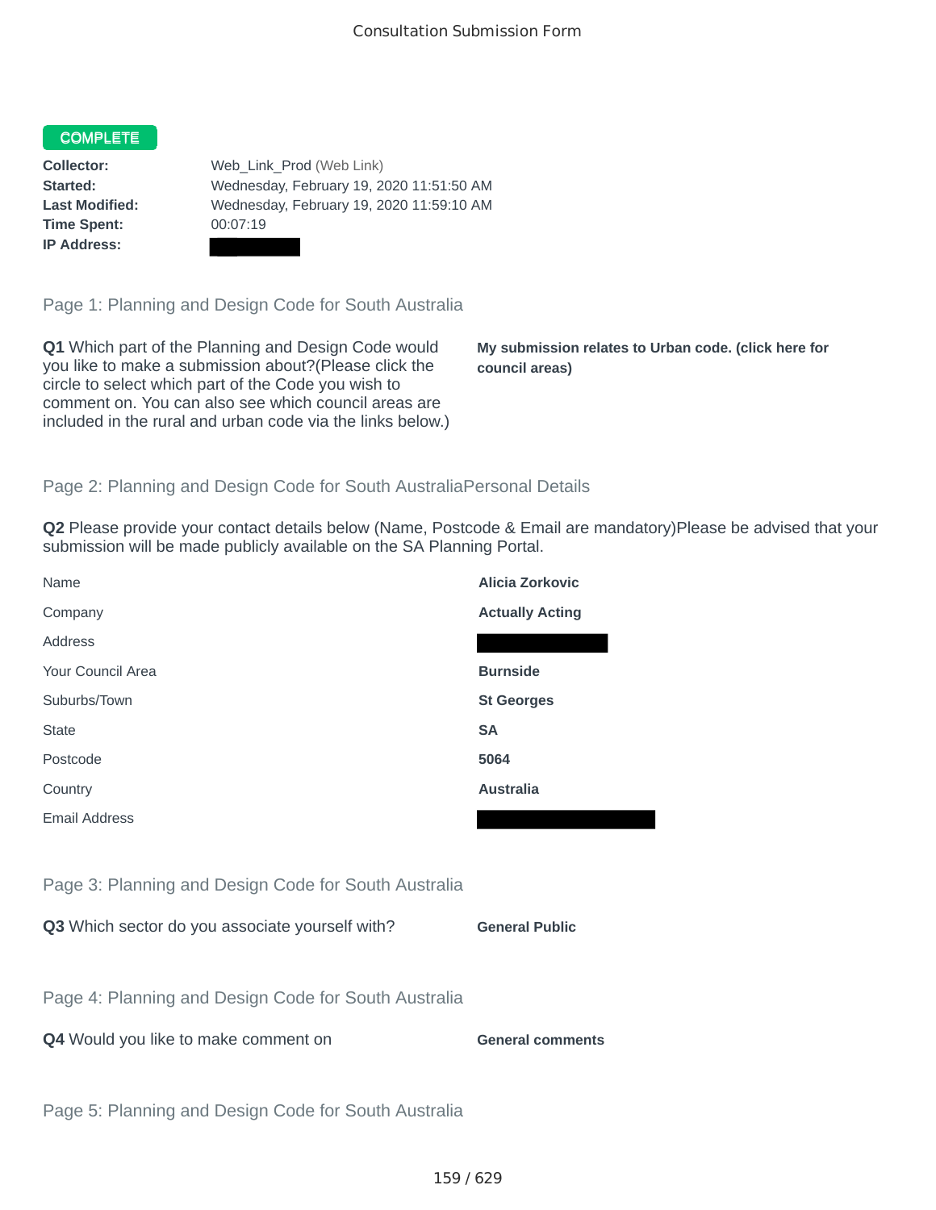# Consultation Submission Form

**COMPLETE**

| | |
|---|---|
| **Collector:** | Web_Link_Prod (Web Link) |
| **Started:** | Wednesday, February 19, 2020 11:51:50 AM |
| **Last Modified:** | Wednesday, February 19, 2020 11:59:10 AM |
| **Time Spent:** | 00:07:19 |
| **IP Address:** | |

## Page 1: Planning and Design Code for South Australia

**Q1** Which part of the Planning and Design Code would you like to make a submission about?(Please click the circle to select which part of the Code you wish to comment on. You can also see which council areas are included in the rural and urban code via the links below.)

**My submission relates to Urban code. (click here for council areas)**

## Page 2: Planning and Design Code for South AustraliaPersonal Details

**Q2** Please provide your contact details below (Name, Postcode & Email are mandatory)Please be advised that your submission will be made publicly available on the SA Planning Portal.

| | |
|---|---|
| Name | **Alicia Zorkovic** |
| Company | **Actually Acting** |
| Address | |
| Your Council Area | **Burnside** |
| Suburbs/Town | **St Georges** |
| State | **SA** |
| Postcode | **5064** |
| Country | **Australia** |
| Email Address | |

## Page 3: Planning and Design Code for South Australia

**Q3** Which sector do you associate yourself with?

**General Public**

## Page 4: Planning and Design Code for South Australia

**Q4** Would you like to make comment on

**General comments**

## Page 5: Planning and Design Code for South Australia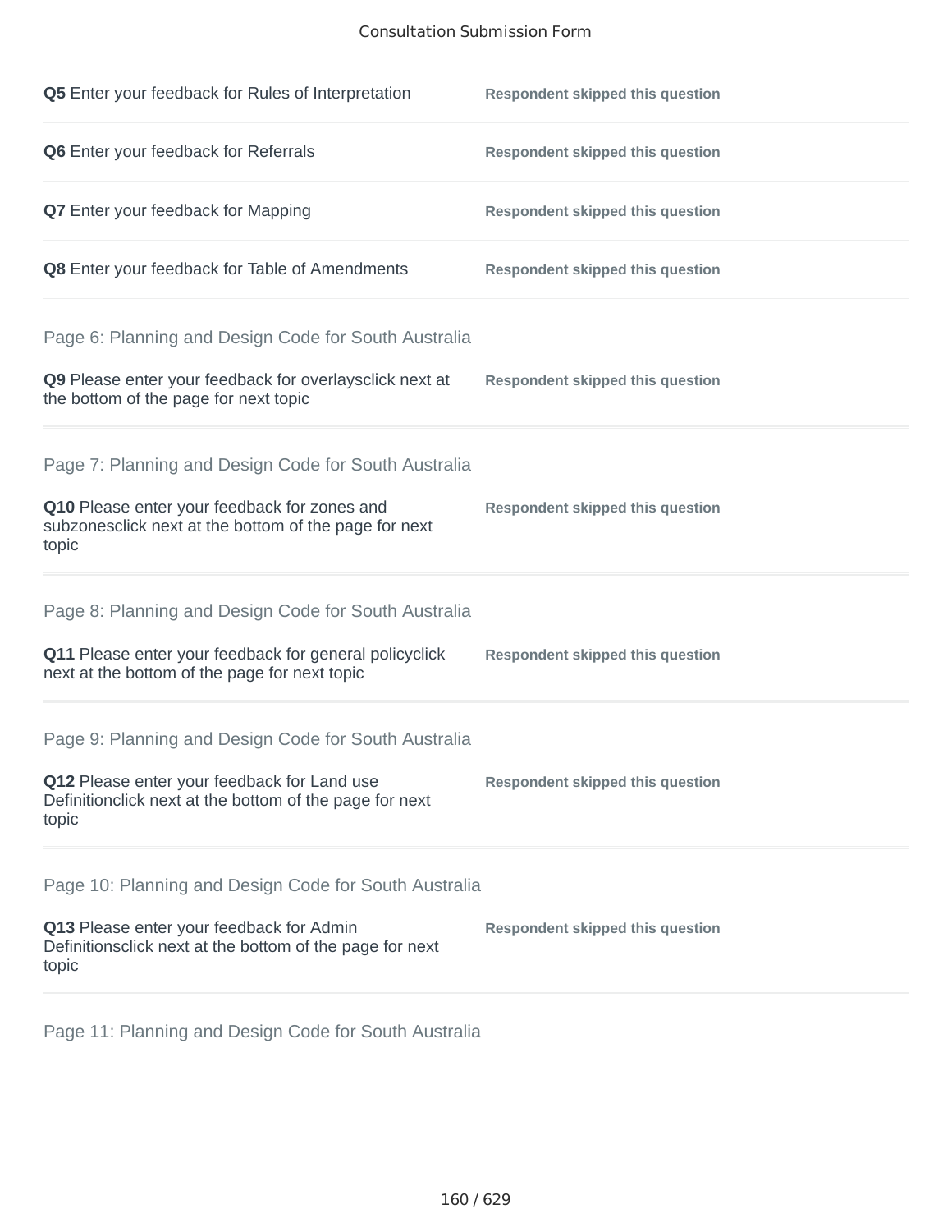**Q5** Enter your feedback for Rules of Interpretation — **Respondent skipped this question**

**Q6** Enter your feedback for Referrals — **Respondent skipped this question**

**Q7** Enter your feedback for Mapping — **Respondent skipped this question**

**Q8** Enter your feedback for Table of Amendments — **Respondent skipped this question**

## Page 6: Planning and Design Code for South Australia

**Q9** Please enter your feedback for overlaysclick next at the bottom of the page for next topic — **Respondent skipped this question**

## Page 7: Planning and Design Code for South Australia

**Q10** Please enter your feedback for zones and subzonesclick next at the bottom of the page for next topic — **Respondent skipped this question**

## Page 8: Planning and Design Code for South Australia

**Q11** Please enter your feedback for general policyclick next at the bottom of the page for next topic — **Respondent skipped this question**

## Page 9: Planning and Design Code for South Australia

**Q12** Please enter your feedback for Land use Definitionclick next at the bottom of the page for next topic — **Respondent skipped this question**

## Page 10: Planning and Design Code for South Australia

**Q13** Please enter your feedback for Admin Definitionsclick next at the bottom of the page for next topic — **Respondent skipped this question**

## Page 11: Planning and Design Code for South Australia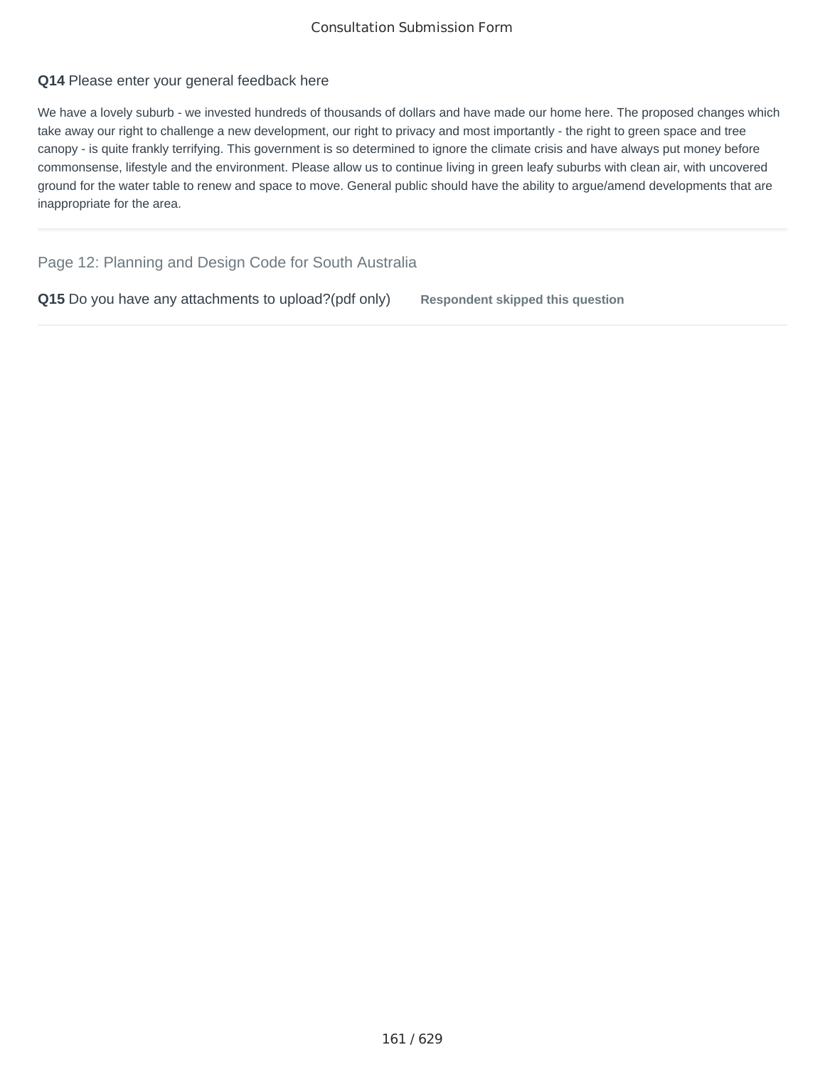**Q14** Please enter your general feedback here

We have a lovely suburb - we invested hundreds of thousands of dollars and have made our home here. The proposed changes which take away our right to challenge a new development, our right to privacy and most importantly - the right to green space and tree canopy - is quite frankly terrifying. This government is so determined to ignore the climate crisis and have always put money before commonsense, lifestyle and the environment. Please allow us to continue living in green leafy suburbs with clean air, with uncovered ground for the water table to renew and space to move. General public should have the ability to argue/amend developments that are inappropriate for the area.

## Page 12: Planning and Design Code for South Australia

**Q15** Do you have any attachments to upload?(pdf only) **Respondent skipped this question**